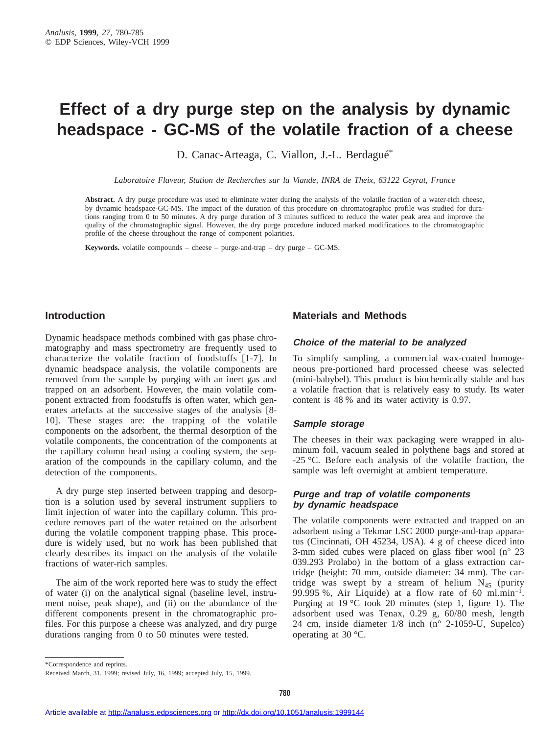# Effect of a dry purge step on the analysis by dynamic headspace - GC-MS of the volatile fraction of a cheese

D. Canac-Arteaga, C. Viallon, J.-L. Berdagué*

*Laboratoire Flaveur, Station de Recherches sur la Viande, INRA de Theix, 63122 Ceyrat, France*

**Abstract.** A dry purge procedure was used to eliminate water during the analysis of the volatile fraction of a water-rich cheese, by dynamic headspace-GC-MS. The impact of the duration of this procedure on chromatographic profile was studied for durations ranging from 0 to 50 minutes. A dry purge duration of 3 minutes sufficed to reduce the water peak area and improve the quality of the chromatographic signal. However, the dry purge procedure induced marked modifications to the chromatographic profile of the cheese throughout the range of component polarities.

**Keywords.** volatile compounds – cheese – purge-and-trap – dry purge – GC-MS.

## Introduction

Dynamic headspace methods combined with gas phase chromatography and mass spectrometry are frequently used to characterize the volatile fraction of foodstuffs [1-7]. In dynamic headspace analysis, the volatile components are removed from the sample by purging with an inert gas and trapped on an adsorbent. However, the main volatile component extracted from foodstuffs is often water, which generates artefacts at the successive stages of the analysis [8-10]. These stages are: the trapping of the volatile components on the adsorbent, the thermal desorption of the volatile components, the concentration of the components at the capillary column head using a cooling system, the separation of the compounds in the capillary column, and the detection of the components.

A dry purge step inserted between trapping and desorption is a solution used by several instrument suppliers to limit injection of water into the capillary column. This procedure removes part of the water retained on the adsorbent during the volatile component trapping phase. This procedure is widely used, but no work has been published that clearly describes its impact on the analysis of the volatile fractions of water-rich samples.

The aim of the work reported here was to study the effect of water (i) on the analytical signal (baseline level, instrument noise, peak shape), and (ii) on the abundance of the different components present in the chromatographic profiles. For this purpose a cheese was analyzed, and dry purge durations ranging from 0 to 50 minutes were tested.

## Materials and Methods

### Choice of the material to be analyzed

To simplify sampling, a commercial wax-coated homogeneous pre-portioned hard processed cheese was selected (mini-babybel). This product is biochemically stable and has a volatile fraction that is relatively easy to study. Its water content is 48 % and its water activity is 0.97.

### Sample storage

The cheeses in their wax packaging were wrapped in aluminum foil, vacuum sealed in polythene bags and stored at -25 °C. Before each analysis of the volatile fraction, the sample was left overnight at ambient temperature.

### Purge and trap of volatile components by dynamic headspace

The volatile components were extracted and trapped on an adsorbent using a Tekmar LSC 2000 purge-and-trap apparatus (Cincinnati, OH 45234, USA). 4 g of cheese diced into 3-mm sided cubes were placed on glass fiber wool (n° 23 039.293 Prolabo) in the bottom of a glass extraction cartridge (height: 70 mm, outside diameter: 34 mm). The cartridge was swept by a stream of helium $N_{45}$ (purity 99.995 %, Air Liquide) at a flow rate of 60 $ml.min^{-1}$. Purging at 19 °C took 20 minutes (step 1, figure 1). The adsorbent used was Tenax, 0.29 g, 60/80 mesh, length 24 cm, inside diameter 1/8 inch (n° 2-1059-U, Supelco) operating at 30 °C.

---

*Correspondence and reprints.

Received March, 31, 1999; revised July, 16, 1999; accepted July, 15, 1999.

Article available at http://analusis.edpsciences.org or http://dx.doi.org/10.1051/analusis:1999144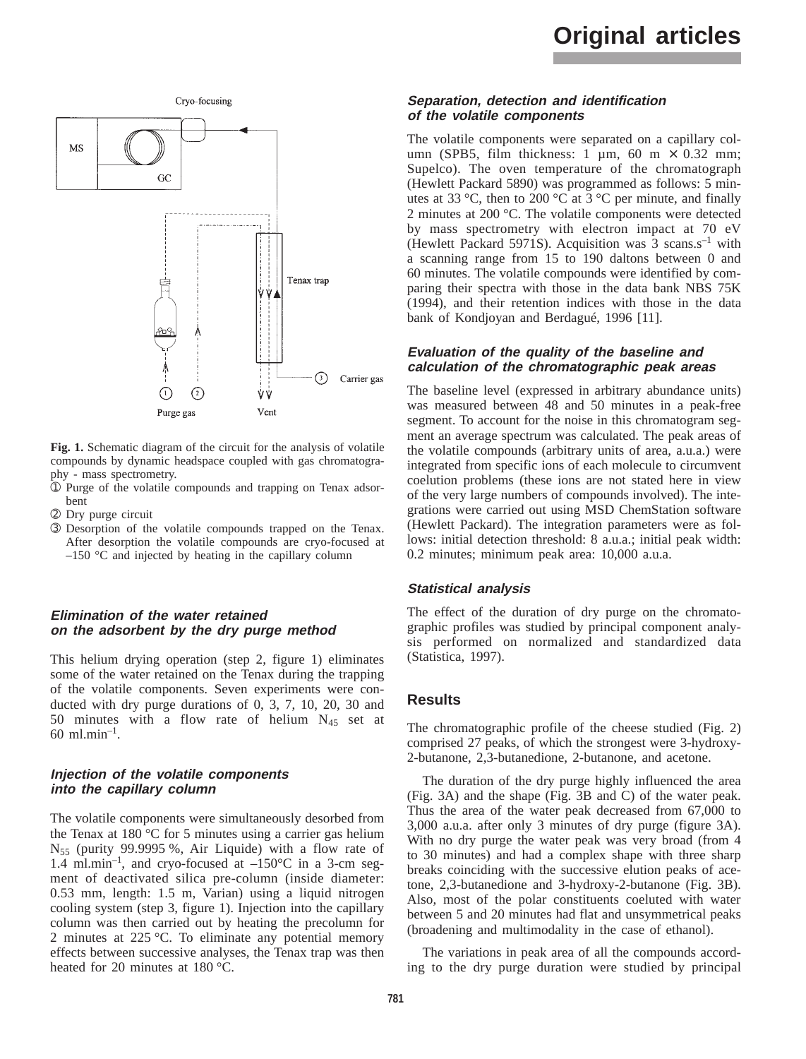**Fig. 1.** Schematic diagram of the circuit for the analysis of volatile compounds by dynamic headspace coupled with gas chromatography - mass spectrometry.

① Purge of the volatile compounds and trapping on Tenax adsorbent

② Dry purge circuit

③ Desorption of the volatile compounds trapped on the Tenax. After desorption the volatile compounds are cryo-focused at –150 °C and injected by heating in the capillary column

### Elimination of the water retained on the adsorbent by the dry purge method

This helium drying operation (step 2, figure 1) eliminates some of the water retained on the Tenax during the trapping of the volatile components. Seven experiments were conducted with dry purge durations of 0, 3, 7, 10, 20, 30 and 50 minutes with a flow rate of helium $N_{45}$ set at 60 $ml.min^{-1}$.

### Injection of the volatile components into the capillary column

The volatile components were simultaneously desorbed from the Tenax at 180 °C for 5 minutes using a carrier gas helium $N_{55}$ (purity 99.9995 %, Air Liquide) with a flow rate of 1.4 $ml.min^{-1}$, and cryo-focused at –150°C in a 3-cm segment of deactivated silica pre-column (inside diameter: 0.53 mm, length: 1.5 m, Varian) using a liquid nitrogen cooling system (step 3, figure 1). Injection into the capillary column was then carried out by heating the precolumn for 2 minutes at 225 °C. To eliminate any potential memory effects between successive analyses, the Tenax trap was then heated for 20 minutes at 180 °C.

### Separation, detection and identification of the volatile components

The volatile components were separated on a capillary column (SPB5, film thickness: 1 µm, 60 m × 0.32 mm; Supelco). The oven temperature of the chromatograph (Hewlett Packard 5890) was programmed as follows: 5 minutes at 33 °C, then to 200 °C at 3 °C per minute, and finally 2 minutes at 200 °C. The volatile components were detected by mass spectrometry with electron impact at 70 eV (Hewlett Packard 5971S). Acquisition was 3 $scans.s^{-1}$ with a scanning range from 15 to 190 daltons between 0 and 60 minutes. The volatile compounds were identified by comparing their spectra with those in the data bank NBS 75K (1994), and their retention indices with those in the data bank of Kondjoyan and Berdagué, 1996 [11].

### Evaluation of the quality of the baseline and calculation of the chromatographic peak areas

The baseline level (expressed in arbitrary abundance units) was measured between 48 and 50 minutes in a peak-free segment. To account for the noise in this chromatogram segment an average spectrum was calculated. The peak areas of the volatile compounds (arbitrary units of area, a.u.a.) were integrated from specific ions of each molecule to circumvent coelution problems (these ions are not stated here in view of the very large numbers of compounds involved). The integrations were carried out using MSD ChemStation software (Hewlett Packard). The integration parameters were as follows: initial detection threshold: 8 a.u.a.; initial peak width: 0.2 minutes; minimum peak area: 10,000 a.u.a.

### Statistical analysis

The effect of the duration of dry purge on the chromatographic profiles was studied by principal component analysis performed on normalized and standardized data (Statistica, 1997).

## Results

The chromatographic profile of the cheese studied (Fig. 2) comprised 27 peaks, of which the strongest were 3-hydroxy-2-butanone, 2,3-butanedione, 2-butanone, and acetone.

The duration of the dry purge highly influenced the area (Fig. 3A) and the shape (Fig. 3B and C) of the water peak. Thus the area of the water peak decreased from 67,000 to 3,000 a.u.a. after only 3 minutes of dry purge (figure 3A). With no dry purge the water peak was very broad (from 4 to 30 minutes) and had a complex shape with three sharp breaks coinciding with the successive elution peaks of acetone, 2,3-butanedione and 3-hydroxy-2-butanone (Fig. 3B). Also, most of the polar constituents coeluted with water between 5 and 20 minutes had flat and unsymmetrical peaks (broadening and multimodality in the case of ethanol).

The variations in peak area of all the compounds according to the dry purge duration were studied by principal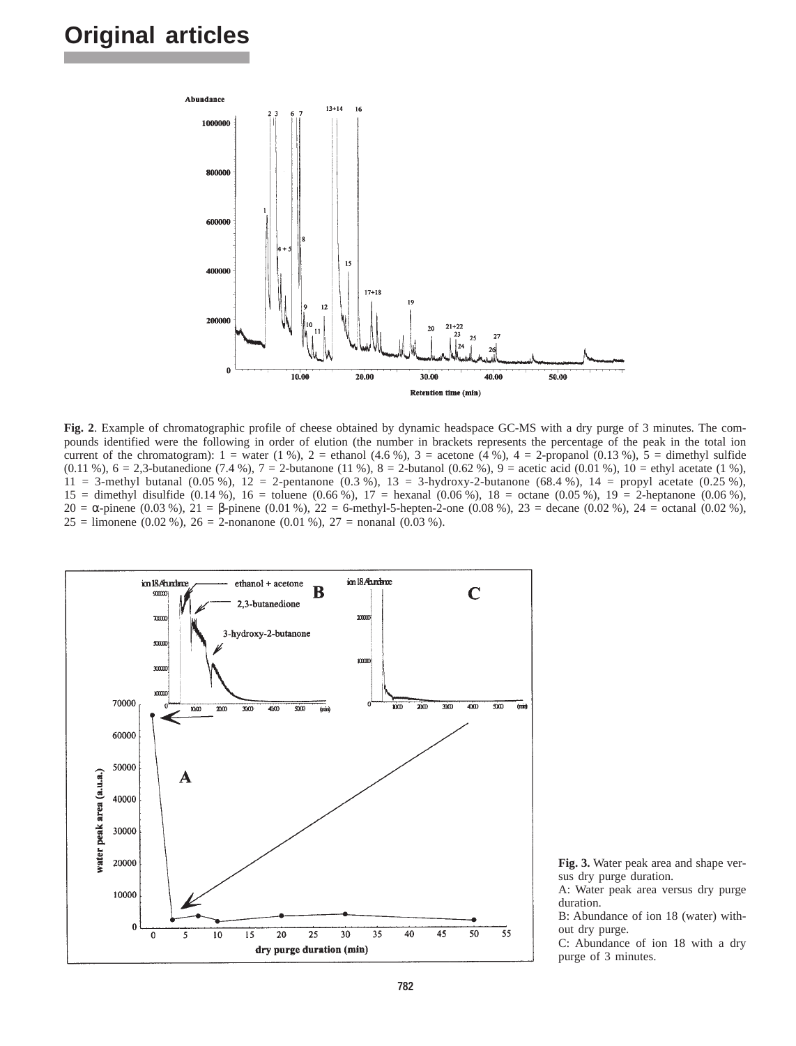**Fig. 2**. Example of chromatographic profile of cheese obtained by dynamic headspace GC-MS with a dry purge of 3 minutes. The compounds identified were the following in order of elution (the number in brackets represents the percentage of the peak in the total ion current of the chromatogram): 1 = water (1 %), 2 = ethanol (4.6 %), 3 = acetone (4 %), 4 = 2-propanol (0.13 %), 5 = dimethyl sulfide (0.11 %), 6 = 2,3-butanedione (7.4 %), 7 = 2-butanone (11 %), 8 = 2-butanol (0.62 %), 9 = acetic acid (0.01 %), 10 = ethyl acetate (1 %), 11 = 3-methyl butanal (0.05 %), 12 = 2-pentanone (0.3 %), 13 = 3-hydroxy-2-butanone (68.4 %), 14 = propyl acetate (0.25 %), 15 = dimethyl disulfide (0.14 %), 16 = toluene (0.66 %), 17 = hexanal (0.06 %), 18 = octane (0.05 %), 19 = 2-heptanone (0.06 %), 20 = α-pinene (0.03 %), 21 = β-pinene (0.01 %), 22 = 6-methyl-5-hepten-2-one (0.08 %), 23 = decane (0.02 %), 24 = octanal (0.02 %), 25 = limonene (0.02 %), 26 = 2-nonanone (0.01 %), 27 = nonanal (0.03 %).

**Fig. 3.** Water peak area and shape versus dry purge duration.
A: Water peak area versus dry purge duration.
B: Abundance of ion 18 (water) without dry purge.
C: Abundance of ion 18 with a dry purge of 3 minutes.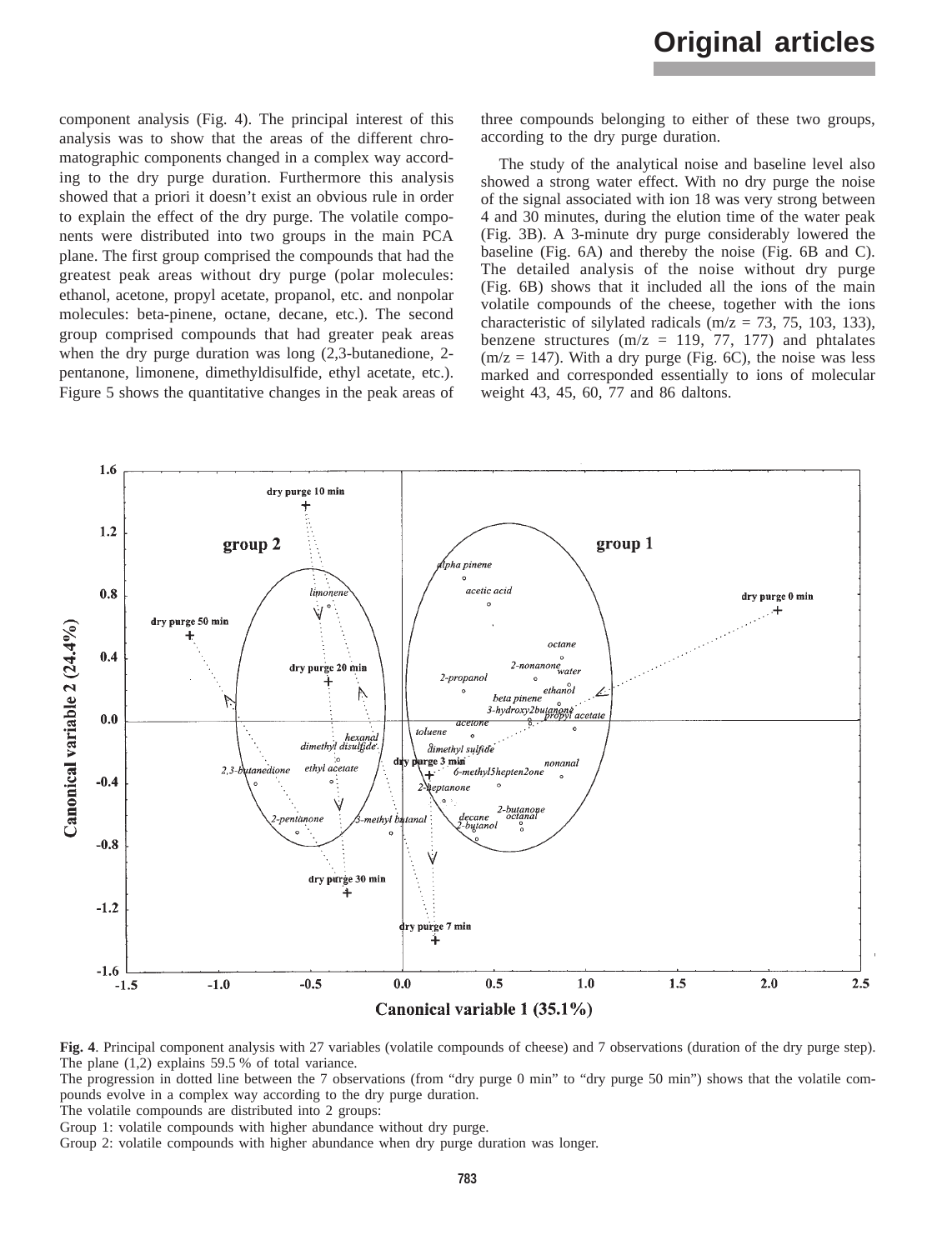component analysis (Fig. 4). The principal interest of this analysis was to show that the areas of the different chromatographic components changed in a complex way according to the dry purge duration. Furthermore this analysis showed that a priori it doesn't exist an obvious rule in order to explain the effect of the dry purge. The volatile components were distributed into two groups in the main PCA plane. The first group comprised the compounds that had the greatest peak areas without dry purge (polar molecules: ethanol, acetone, propyl acetate, propanol, etc. and nonpolar molecules: beta-pinene, octane, decane, etc.). The second group comprised compounds that had greater peak areas when the dry purge duration was long (2,3-butanedione, 2-pentanone, limonene, dimethyldisulfide, ethyl acetate, etc.). Figure 5 shows the quantitative changes in the peak areas of three compounds belonging to either of these two groups, according to the dry purge duration.

The study of the analytical noise and baseline level also showed a strong water effect. With no dry purge the noise of the signal associated with ion 18 was very strong between 4 and 30 minutes, during the elution time of the water peak (Fig. 3B). A 3-minute dry purge considerably lowered the baseline (Fig. 6A) and thereby the noise (Fig. 6B and C). The detailed analysis of the noise without dry purge (Fig. 6B) shows that it included all the ions of the main volatile compounds of the cheese, together with the ions characteristic of silylated radicals (m/z = 73, 75, 103, 133), benzene structures (m/z = 119, 77, 177) and phtalates (m/z = 147). With a dry purge (Fig. 6C), the noise was less marked and corresponded essentially to ions of molecular weight 43, 45, 60, 77 and 86 daltons.

**Fig. 4**. Principal component analysis with 27 variables (volatile compounds of cheese) and 7 observations (duration of the dry purge step). The plane (1,2) explains 59.5 % of total variance.

The progression in dotted line between the 7 observations (from "dry purge 0 min" to "dry purge 50 min") shows that the volatile compounds evolve in a complex way according to the dry purge duration.

The volatile compounds are distributed into 2 groups:

Group 1: volatile compounds with higher abundance without dry purge.

Group 2: volatile compounds with higher abundance when dry purge duration was longer.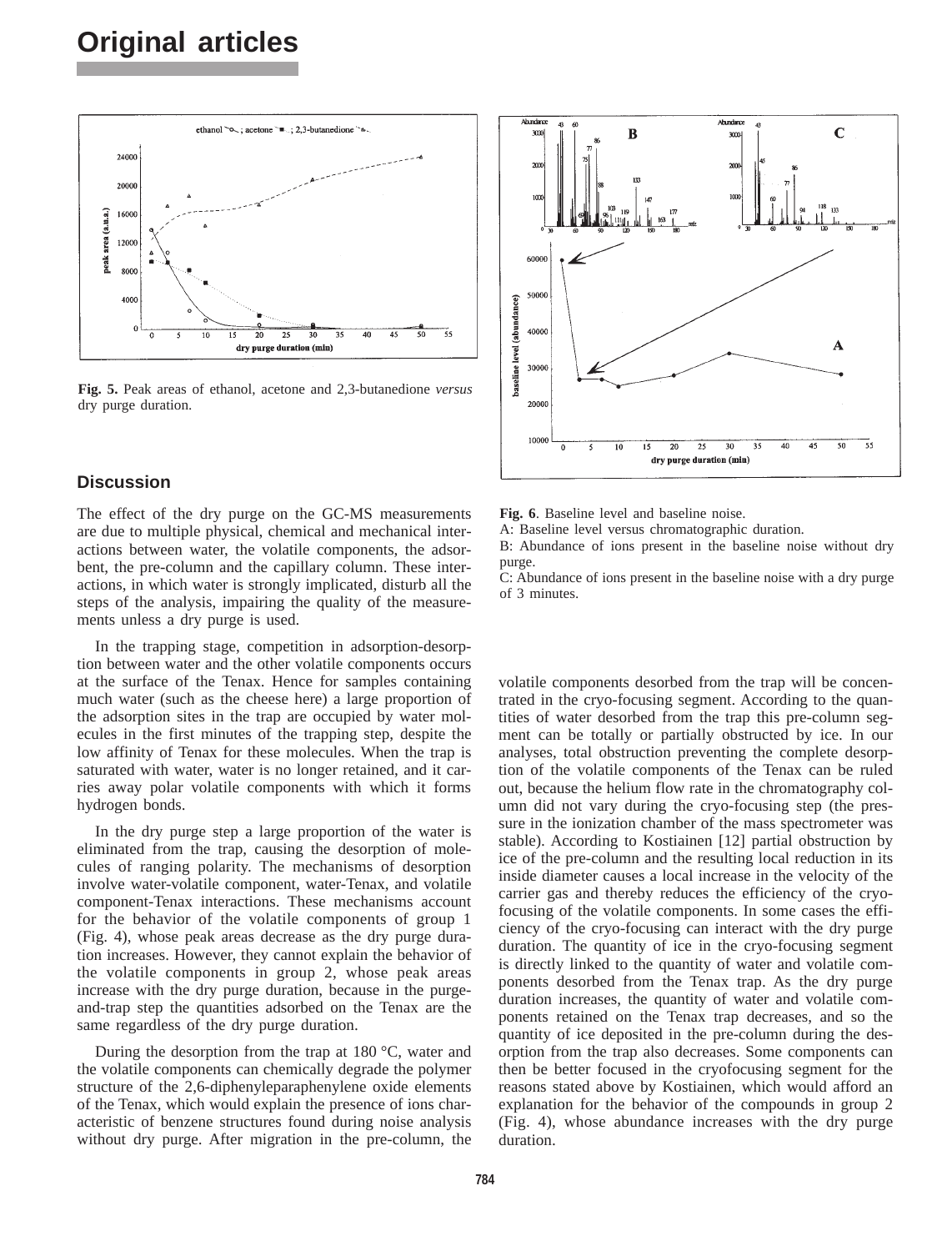Fig. 5. Peak areas of ethanol, acetone and 2,3-butanedione *versus* dry purge duration.

Fig. 6. Baseline level and baseline noise.

A: Baseline level versus chromatographic duration.

B: Abundance of ions present in the baseline noise without dry purge.

C: Abundance of ions present in the baseline noise with a dry purge of 3 minutes.

## Discussion

The effect of the dry purge on the GC-MS measurements are due to multiple physical, chemical and mechanical interactions between water, the volatile components, the adsorbent, the pre-column and the capillary column. These interactions, in which water is strongly implicated, disturb all the steps of the analysis, impairing the quality of the measurements unless a dry purge is used.

In the trapping stage, competition in adsorption-desorption between water and the other volatile components occurs at the surface of the Tenax. Hence for samples containing much water (such as the cheese here) a large proportion of the adsorption sites in the trap are occupied by water molecules in the first minutes of the trapping step, despite the low affinity of Tenax for these molecules. When the trap is saturated with water, water is no longer retained, and it carries away polar volatile components with which it forms hydrogen bonds.

In the dry purge step a large proportion of the water is eliminated from the trap, causing the desorption of molecules of ranging polarity. The mechanisms of desorption involve water-volatile component, water-Tenax, and volatile component-Tenax interactions. These mechanisms account for the behavior of the volatile components of group 1 (Fig. 4), whose peak areas decrease as the dry purge duration increases. However, they cannot explain the behavior of the volatile components in group 2, whose peak areas increase with the dry purge duration, because in the purge-and-trap step the quantities adsorbed on the Tenax are the same regardless of the dry purge duration.

During the desorption from the trap at 180 °C, water and the volatile components can chemically degrade the polymer structure of the 2,6-diphenyleparaphenylene oxide elements of the Tenax, which would explain the presence of ions characteristic of benzene structures found during noise analysis without dry purge. After migration in the pre-column, the volatile components desorbed from the trap will be concentrated in the cryo-focusing segment. According to the quantities of water desorbed from the trap this pre-column segment can be totally or partially obstructed by ice. In our analyses, total obstruction preventing the complete desorption of the volatile components of the Tenax can be ruled out, because the helium flow rate in the chromatography column did not vary during the cryo-focusing step (the pressure in the ionization chamber of the mass spectrometer was stable). According to Kostiainen [12] partial obstruction by ice of the pre-column and the resulting local reduction in its inside diameter causes a local increase in the velocity of the carrier gas and thereby reduces the efficiency of the cryo-focusing of the volatile components. In some cases the efficiency of the cryo-focusing can interact with the dry purge duration. The quantity of ice in the cryo-focusing segment is directly linked to the quantity of water and volatile components desorbed from the Tenax trap. As the dry purge duration increases, the quantity of water and volatile components retained on the Tenax trap decreases, and so the quantity of ice deposited in the pre-column during the desorption from the trap also decreases. Some components can then be better focused in the cryofocusing segment for the reasons stated above by Kostiainen, which would afford an explanation for the behavior of the compounds in group 2 (Fig. 4), whose abundance increases with the dry purge duration.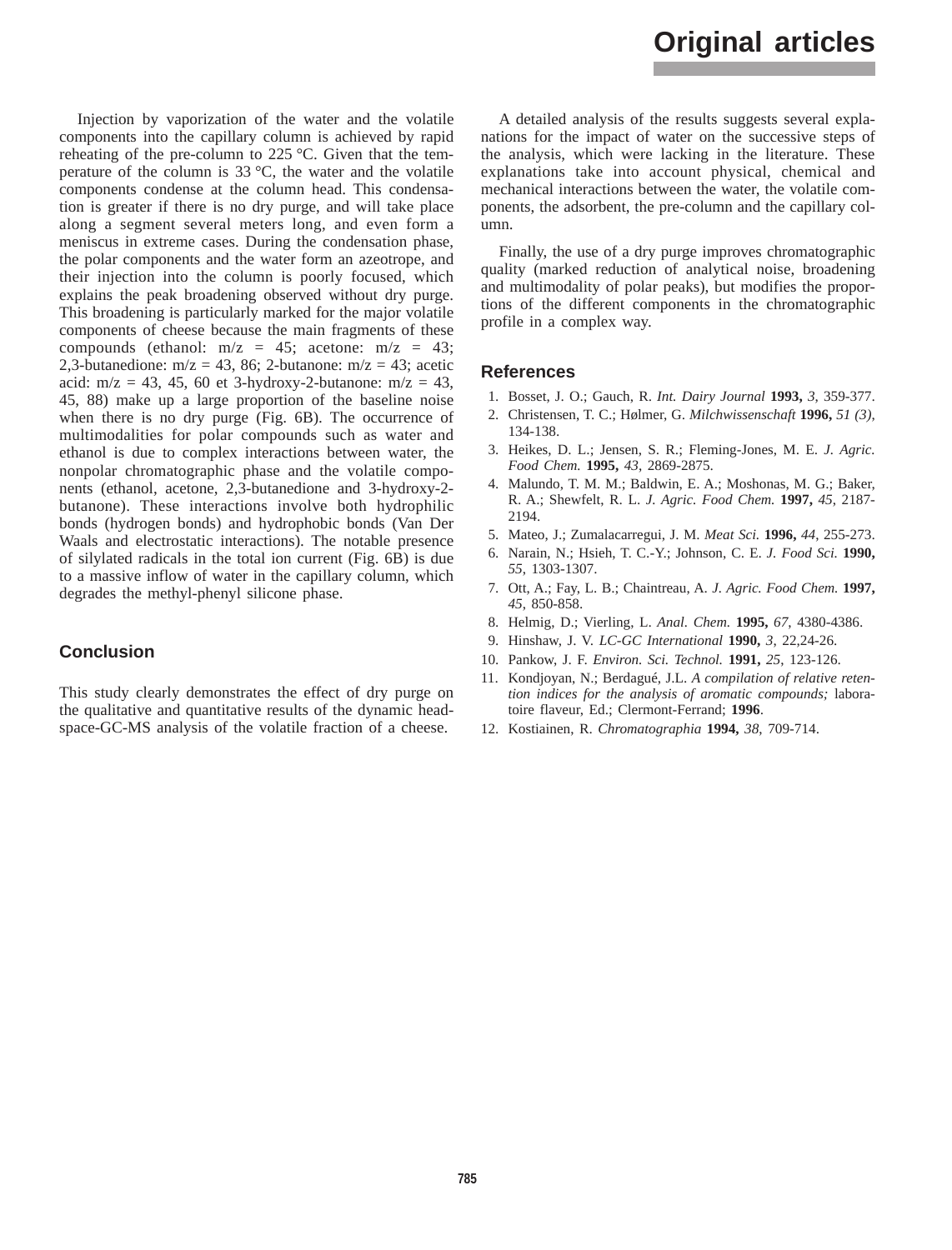Injection by vaporization of the water and the volatile components into the capillary column is achieved by rapid reheating of the pre-column to 225 °C. Given that the temperature of the column is 33 °C, the water and the volatile components condense at the column head. This condensation is greater if there is no dry purge, and will take place along a segment several meters long, and even form a meniscus in extreme cases. During the condensation phase, the polar components and the water form an azeotrope, and their injection into the column is poorly focused, which explains the peak broadening observed without dry purge. This broadening is particularly marked for the major volatile components of cheese because the main fragments of these compounds (ethanol: m/z = 45; acetone: m/z = 43; 2,3-butanedione: m/z = 43, 86; 2-butanone: m/z = 43; acetic acid: m/z = 43, 45, 60 et 3-hydroxy-2-butanone: m/z = 43, 45, 88) make up a large proportion of the baseline noise when there is no dry purge (Fig. 6B). The occurrence of multimodalities for polar compounds such as water and ethanol is due to complex interactions between water, the nonpolar chromatographic phase and the volatile components (ethanol, acetone, 2,3-butanedione and 3-hydroxy-2-butanone). These interactions involve both hydrophilic bonds (hydrogen bonds) and hydrophobic bonds (Van Der Waals and electrostatic interactions). The notable presence of silylated radicals in the total ion current (Fig. 6B) is due to a massive inflow of water in the capillary column, which degrades the methyl-phenyl silicone phase.

## Conclusion

This study clearly demonstrates the effect of dry purge on the qualitative and quantitative results of the dynamic headspace-GC-MS analysis of the volatile fraction of a cheese.

A detailed analysis of the results suggests several explanations for the impact of water on the successive steps of the analysis, which were lacking in the literature. These explanations take into account physical, chemical and mechanical interactions between the water, the volatile components, the adsorbent, the pre-column and the capillary column.

Finally, the use of a dry purge improves chromatographic quality (marked reduction of analytical noise, broadening and multimodality of polar peaks), but modifies the proportions of the different components in the chromatographic profile in a complex way.

## References

1. Bosset, J. O.; Gauch, R. *Int. Dairy Journal* **1993,** *3*, 359-377.
2. Christensen, T. C.; Hølmer, G. *Milchwissenschaft* **1996,** *51 (3)*, 134-138.
3. Heikes, D. L.; Jensen, S. R.; Fleming-Jones, M. E. *J. Agric. Food Chem.* **1995,** *43*, 2869-2875.
4. Malundo, T. M. M.; Baldwin, E. A.; Moshonas, M. G.; Baker, R. A.; Shewfelt, R. L. *J. Agric. Food Chem.* **1997,** *45*, 2187-2194.
5. Mateo, J.; Zumalacarregui, J. M. *Meat Sci.* **1996,** *44*, 255-273.
6. Narain, N.; Hsieh, T. C.-Y.; Johnson, C. E. *J. Food Sci.* **1990,** *55*, 1303-1307.
7. Ott, A.; Fay, L. B.; Chaintreau, A. *J. Agric. Food Chem.* **1997,** *45*, 850-858.
8. Helmig, D.; Vierling, L. *Anal. Chem.* **1995,** *67*, 4380-4386.
9. Hinshaw, J. V. *LC-GC International* **1990,** *3*, 22,24-26.
10. Pankow, J. F. *Environ. Sci. Technol.* **1991,** *25*, 123-126.
11. Kondjoyan, N.; Berdagué, J.L. *A compilation of relative retention indices for the analysis of aromatic compounds;* laboratoire flaveur, Ed.; Clermont-Ferrand; **1996**.
12. Kostiainen, R. *Chromatographia* **1994,** *38*, 709-714.